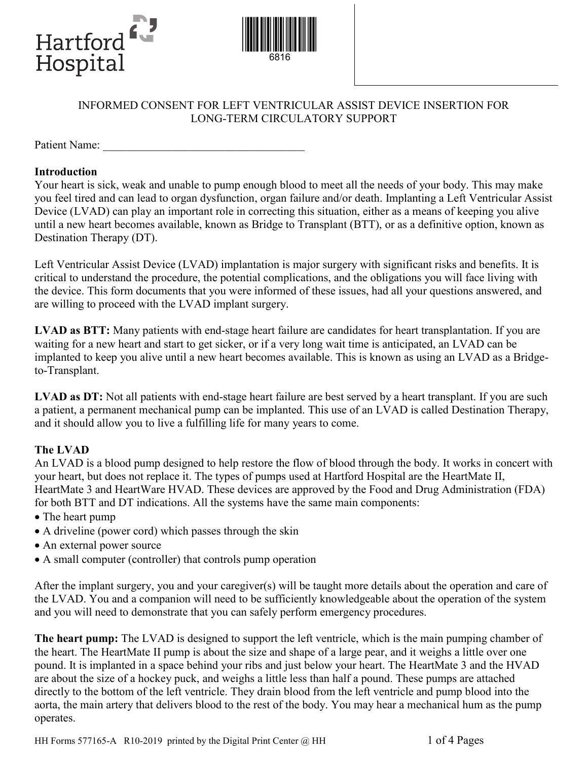Hartford Hospital

6816

# INFORMED CONSENT FOR LEFT VENTRICULAR ASSIST DEVICE INSERTION FOR LONG-TERM CIRCULATORY SUPPORT

Patient Name: ___________________________________

## Introduction

Your heart is sick, weak and unable to pump enough blood to meet all the needs of your body. This may make you feel tired and can lead to organ dysfunction, organ failure and/or death. Implanting a Left Ventricular Assist Device (LVAD) can play an important role in correcting this situation, either as a means of keeping you alive until a new heart becomes available, known as Bridge to Transplant (BTT), or as a definitive option, known as Destination Therapy (DT).

Left Ventricular Assist Device (LVAD) implantation is major surgery with significant risks and benefits. It is critical to understand the procedure, the potential complications, and the obligations you will face living with the device. This form documents that you were informed of these issues, had all your questions answered, and are willing to proceed with the LVAD implant surgery.

**LVAD as BTT:** Many patients with end-stage heart failure are candidates for heart transplantation. If you are waiting for a new heart and start to get sicker, or if a very long wait time is anticipated, an LVAD can be implanted to keep you alive until a new heart becomes available. This is known as using an LVAD as a Bridge-to-Transplant.

**LVAD as DT:** Not all patients with end-stage heart failure are best served by a heart transplant. If you are such a patient, a permanent mechanical pump can be implanted. This use of an LVAD is called Destination Therapy, and it should allow you to live a fulfilling life for many years to come.

## The LVAD

An LVAD is a blood pump designed to help restore the flow of blood through the body. It works in concert with your heart, but does not replace it. The types of pumps used at Hartford Hospital are the HeartMate II, HeartMate 3 and HeartWare HVAD. These devices are approved by the Food and Drug Administration (FDA) for both BTT and DT indications. All the systems have the same main components:

- The heart pump
- A driveline (power cord) which passes through the skin
- An external power source
- A small computer (controller) that controls pump operation

After the implant surgery, you and your caregiver(s) will be taught more details about the operation and care of the LVAD. You and a companion will need to be sufficiently knowledgeable about the operation of the system and you will need to demonstrate that you can safely perform emergency procedures.

**The heart pump:** The LVAD is designed to support the left ventricle, which is the main pumping chamber of the heart. The HeartMate II pump is about the size and shape of a large pear, and it weighs a little over one pound. It is implanted in a space behind your ribs and just below your heart. The HeartMate 3 and the HVAD are about the size of a hockey puck, and weighs a little less than half a pound. These pumps are attached directly to the bottom of the left ventricle. They drain blood from the left ventricle and pump blood into the aorta, the main artery that delivers blood to the rest of the body. You may hear a mechanical hum as the pump operates.

HH Forms 577165-A R10-2019 printed by the Digital Print Center @ HH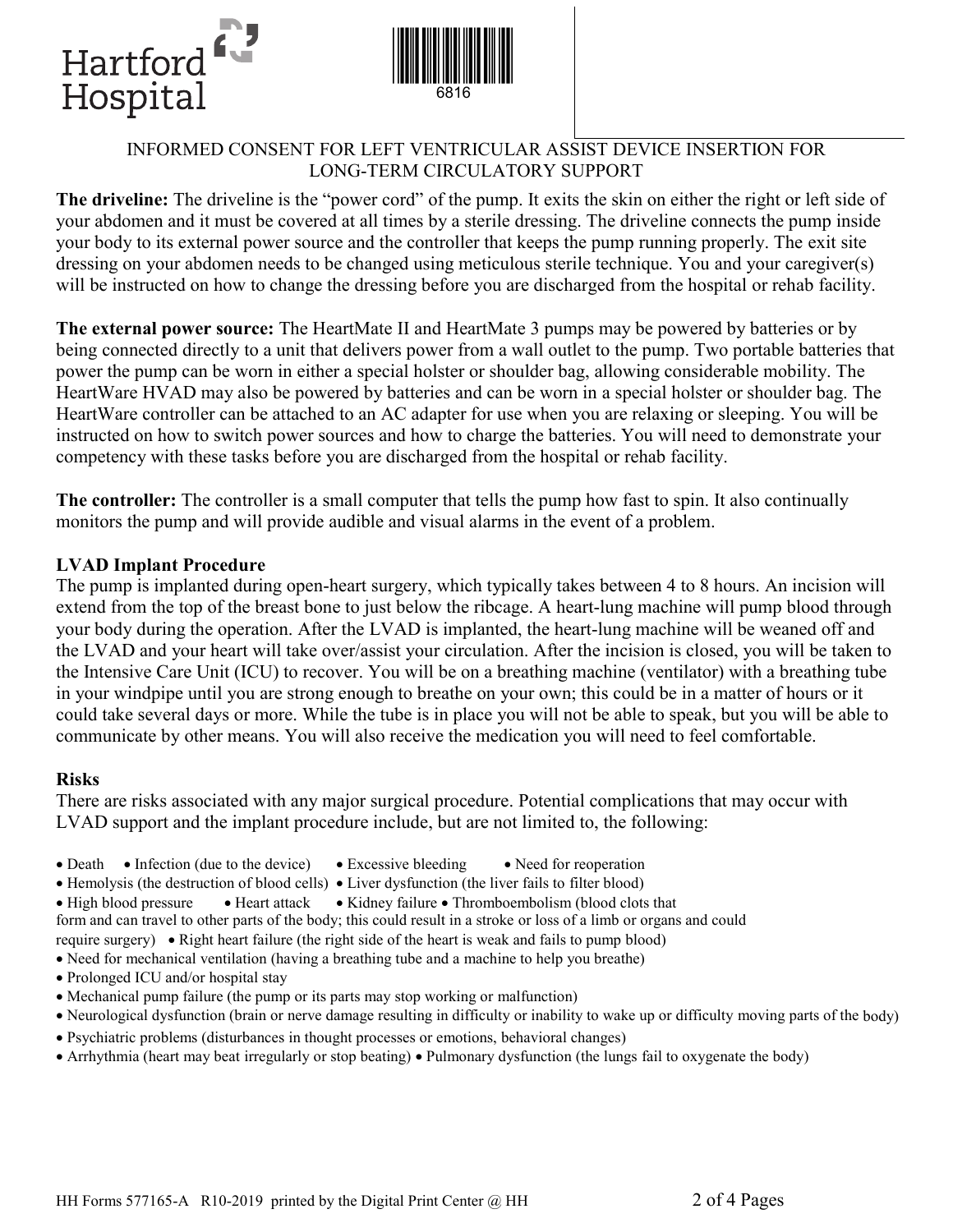# INFORMED CONSENT FOR LEFT VENTRICULAR ASSIST DEVICE INSERTION FOR LONG-TERM CIRCULATORY SUPPORT

**The driveline:** The driveline is the "power cord" of the pump. It exits the skin on either the right or left side of your abdomen and it must be covered at all times by a sterile dressing. The driveline connects the pump inside your body to its external power source and the controller that keeps the pump running properly. The exit site dressing on your abdomen needs to be changed using meticulous sterile technique. You and your caregiver(s) will be instructed on how to change the dressing before you are discharged from the hospital or rehab facility.

**The external power source:** The HeartMate II and HeartMate 3 pumps may be powered by batteries or by being connected directly to a unit that delivers power from a wall outlet to the pump. Two portable batteries that power the pump can be worn in either a special holster or shoulder bag, allowing considerable mobility. The HeartWare HVAD may also be powered by batteries and can be worn in a special holster or shoulder bag. The HeartWare controller can be attached to an AC adapter for use when you are relaxing or sleeping. You will be instructed on how to switch power sources and how to charge the batteries. You will need to demonstrate your competency with these tasks before you are discharged from the hospital or rehab facility.

**The controller:** The controller is a small computer that tells the pump how fast to spin. It also continually monitors the pump and will provide audible and visual alarms in the event of a problem.

**LVAD Implant Procedure**

The pump is implanted during open-heart surgery, which typically takes between 4 to 8 hours. An incision will extend from the top of the breast bone to just below the ribcage. A heart-lung machine will pump blood through your body during the operation. After the LVAD is implanted, the heart-lung machine will be weaned off and the LVAD and your heart will take over/assist your circulation. After the incision is closed, you will be taken to the Intensive Care Unit (ICU) to recover. You will be on a breathing machine (ventilator) with a breathing tube in your windpipe until you are strong enough to breathe on your own; this could be in a matter of hours or it could take several days or more. While the tube is in place you will not be able to speak, but you will be able to communicate by other means. You will also receive the medication you will need to feel comfortable.

**Risks**

There are risks associated with any major surgical procedure. Potential complications that may occur with LVAD support and the implant procedure include, but are not limited to, the following:

- Death
- Infection (due to the device)
- Excessive bleeding
- Need for reoperation
- Hemolysis (the destruction of blood cells)
- Liver dysfunction (the liver fails to filter blood)
- High blood pressure
- Heart attack
- Kidney failure
- Thromboembolism (blood clots that form and can travel to other parts of the body; this could result in a stroke or loss of a limb or organs and could require surgery)
- Right heart failure (the right side of the heart is weak and fails to pump blood)
- Need for mechanical ventilation (having a breathing tube and a machine to help you breathe)
- Prolonged ICU and/or hospital stay
- Mechanical pump failure (the pump or its parts may stop working or malfunction)
- Neurological dysfunction (brain or nerve damage resulting in difficulty or inability to wake up or difficulty moving parts of the body)
- Psychiatric problems (disturbances in thought processes or emotions, behavioral changes)
- Arrhythmia (heart may beat irregularly or stop beating)
- Pulmonary dysfunction (the lungs fail to oxygenate the body)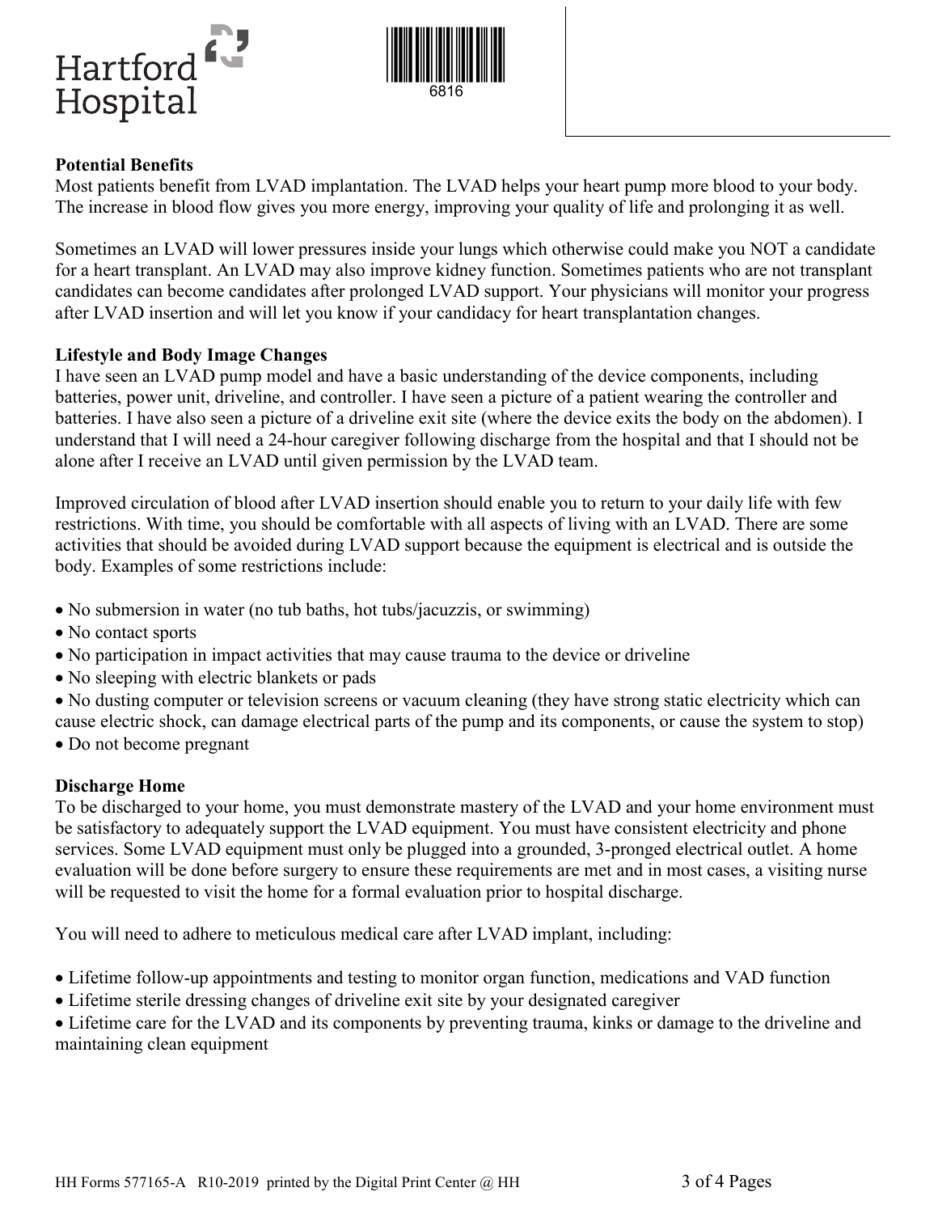**Potential Benefits**

Most patients benefit from LVAD implantation. The LVAD helps your heart pump more blood to your body. The increase in blood flow gives you more energy, improving your quality of life and prolonging it as well.

Sometimes an LVAD will lower pressures inside your lungs which otherwise could make you NOT a candidate for a heart transplant. An LVAD may also improve kidney function. Sometimes patients who are not transplant candidates can become candidates after prolonged LVAD support. Your physicians will monitor your progress after LVAD insertion and will let you know if your candidacy for heart transplantation changes.

**Lifestyle and Body Image Changes**

I have seen an LVAD pump model and have a basic understanding of the device components, including batteries, power unit, driveline, and controller. I have seen a picture of a patient wearing the controller and batteries. I have also seen a picture of a driveline exit site (where the device exits the body on the abdomen). I understand that I will need a 24-hour caregiver following discharge from the hospital and that I should not be alone after I receive an LVAD until given permission by the LVAD team.

Improved circulation of blood after LVAD insertion should enable you to return to your daily life with few restrictions. With time, you should be comfortable with all aspects of living with an LVAD. There are some activities that should be avoided during LVAD support because the equipment is electrical and is outside the body. Examples of some restrictions include:

- No submersion in water (no tub baths, hot tubs/jacuzzis, or swimming)
- No contact sports
- No participation in impact activities that may cause trauma to the device or driveline
- No sleeping with electric blankets or pads
- No dusting computer or television screens or vacuum cleaning (they have strong static electricity which can cause electric shock, can damage electrical parts of the pump and its components, or cause the system to stop)
- Do not become pregnant

**Discharge Home**

To be discharged to your home, you must demonstrate mastery of the LVAD and your home environment must be satisfactory to adequately support the LVAD equipment. You must have consistent electricity and phone services. Some LVAD equipment must only be plugged into a grounded, 3-pronged electrical outlet. A home evaluation will be done before surgery to ensure these requirements are met and in most cases, a visiting nurse will be requested to visit the home for a formal evaluation prior to hospital discharge.

You will need to adhere to meticulous medical care after LVAD implant, including:

- Lifetime follow-up appointments and testing to monitor organ function, medications and VAD function
- Lifetime sterile dressing changes of driveline exit site by your designated caregiver
- Lifetime care for the LVAD and its components by preventing trauma, kinks or damage to the driveline and maintaining clean equipment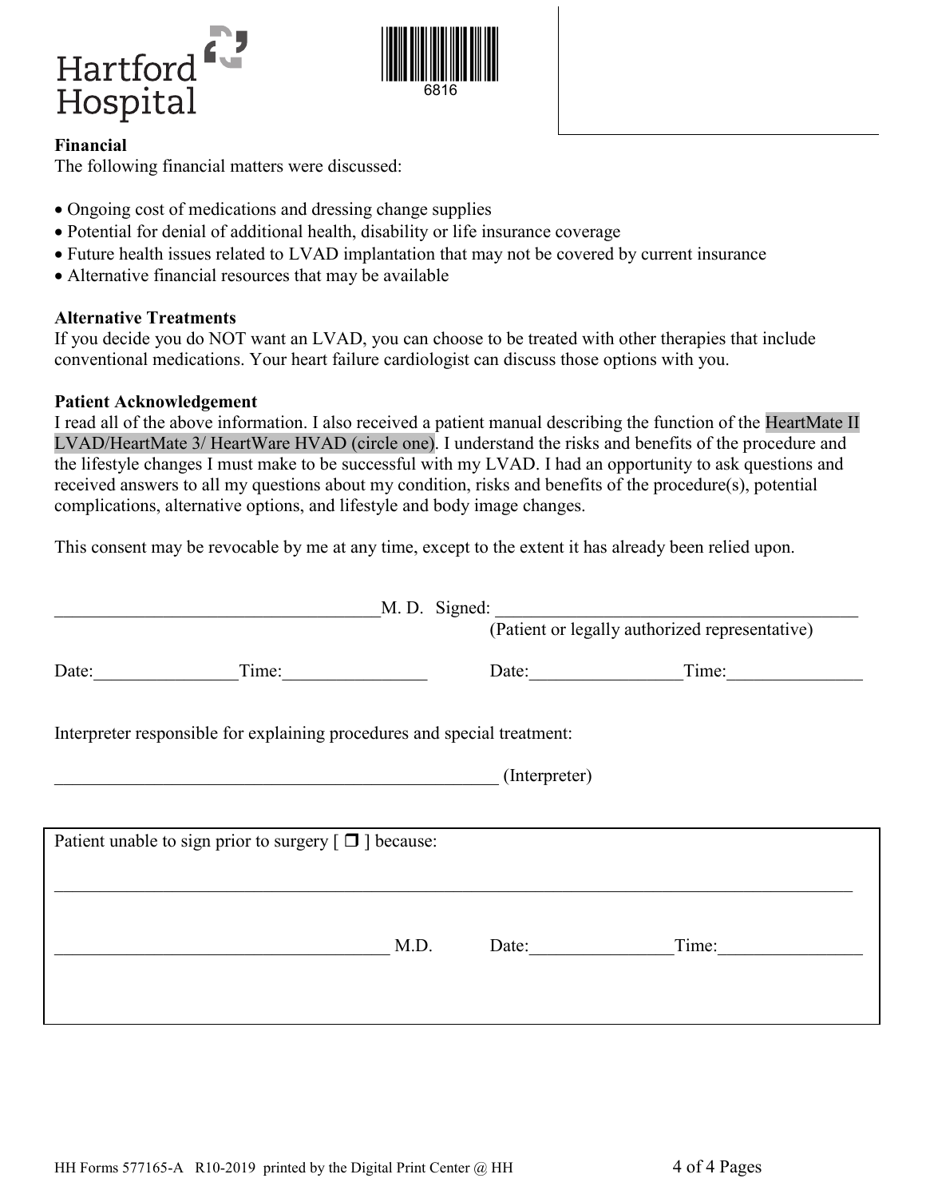Hartford Hospital

6816

**Financial**

The following financial matters were discussed:

- Ongoing cost of medications and dressing change supplies
- Potential for denial of additional health, disability or life insurance coverage
- Future health issues related to LVAD implantation that may not be covered by current insurance
- Alternative financial resources that may be available

**Alternative Treatments**

If you decide you do NOT want an LVAD, you can choose to be treated with other therapies that include conventional medications. Your heart failure cardiologist can discuss those options with you.

**Patient Acknowledgement**

I read all of the above information. I also received a patient manual describing the function of the HeartMate II LVAD/HeartMate 3/ HeartWare HVAD (circle one). I understand the risks and benefits of the procedure and the lifestyle changes I must make to be successful with my LVAD. I had an opportunity to ask questions and received answers to all my questions about my condition, risks and benefits of the procedure(s), potential complications, alternative options, and lifestyle and body image changes.

This consent may be revocable by me at any time, except to the extent it has already been relied upon.

_____________________________________M. D. Signed: ________________________________________
(Patient or legally authorized representative)

Date:________________Time:________________ Date:_________________Time:_______________

Interpreter responsible for explaining procedures and special treatment:

__________________________________________________ (Interpreter)

Patient unable to sign prior to surgery [ ❐ ] because:

___________________________________________________________________________________________

_____________________________________ M.D. Date:________________Time:________________

HH Forms 577165-A R10-2019 printed by the Digital Print Center @ HH